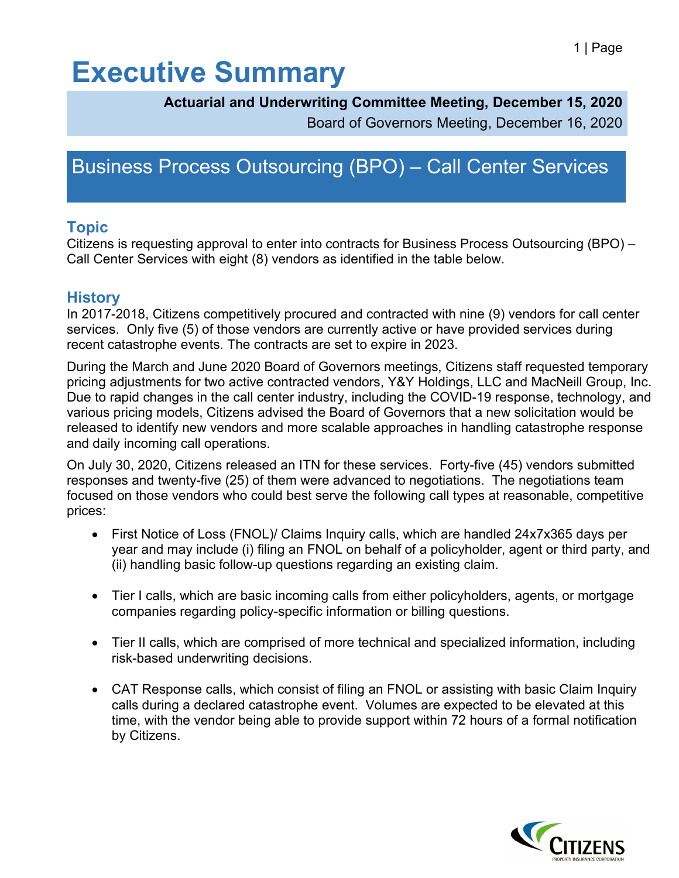# Executive Summary

**Actuarial and Underwriting Committee Meeting, December 15, 2020**

Board of Governors Meeting, December 16, 2020

## Business Process Outsourcing (BPO) – Call Center Services

### Topic

Citizens is requesting approval to enter into contracts for Business Process Outsourcing (BPO) – Call Center Services with eight (8) vendors as identified in the table below.

### History

In 2017-2018, Citizens competitively procured and contracted with nine (9) vendors for call center services. Only five (5) of those vendors are currently active or have provided services during recent catastrophe events. The contracts are set to expire in 2023.

During the March and June 2020 Board of Governors meetings, Citizens staff requested temporary pricing adjustments for two active contracted vendors, Y&Y Holdings, LLC and MacNeill Group, Inc. Due to rapid changes in the call center industry, including the COVID-19 response, technology, and various pricing models, Citizens advised the Board of Governors that a new solicitation would be released to identify new vendors and more scalable approaches in handling catastrophe response and daily incoming call operations.

On July 30, 2020, Citizens released an ITN for these services. Forty-five (45) vendors submitted responses and twenty-five (25) of them were advanced to negotiations. The negotiations team focused on those vendors who could best serve the following call types at reasonable, competitive prices:

- First Notice of Loss (FNOL)/ Claims Inquiry calls, which are handled 24x7x365 days per year and may include (i) filing an FNOL on behalf of a policyholder, agent or third party, and (ii) handling basic follow-up questions regarding an existing claim.
- Tier I calls, which are basic incoming calls from either policyholders, agents, or mortgage companies regarding policy-specific information or billing questions.
- Tier II calls, which are comprised of more technical and specialized information, including risk-based underwriting decisions.
- CAT Response calls, which consist of filing an FNOL or assisting with basic Claim Inquiry calls during a declared catastrophe event. Volumes are expected to be elevated at this time, with the vendor being able to provide support within 72 hours of a formal notification by Citizens.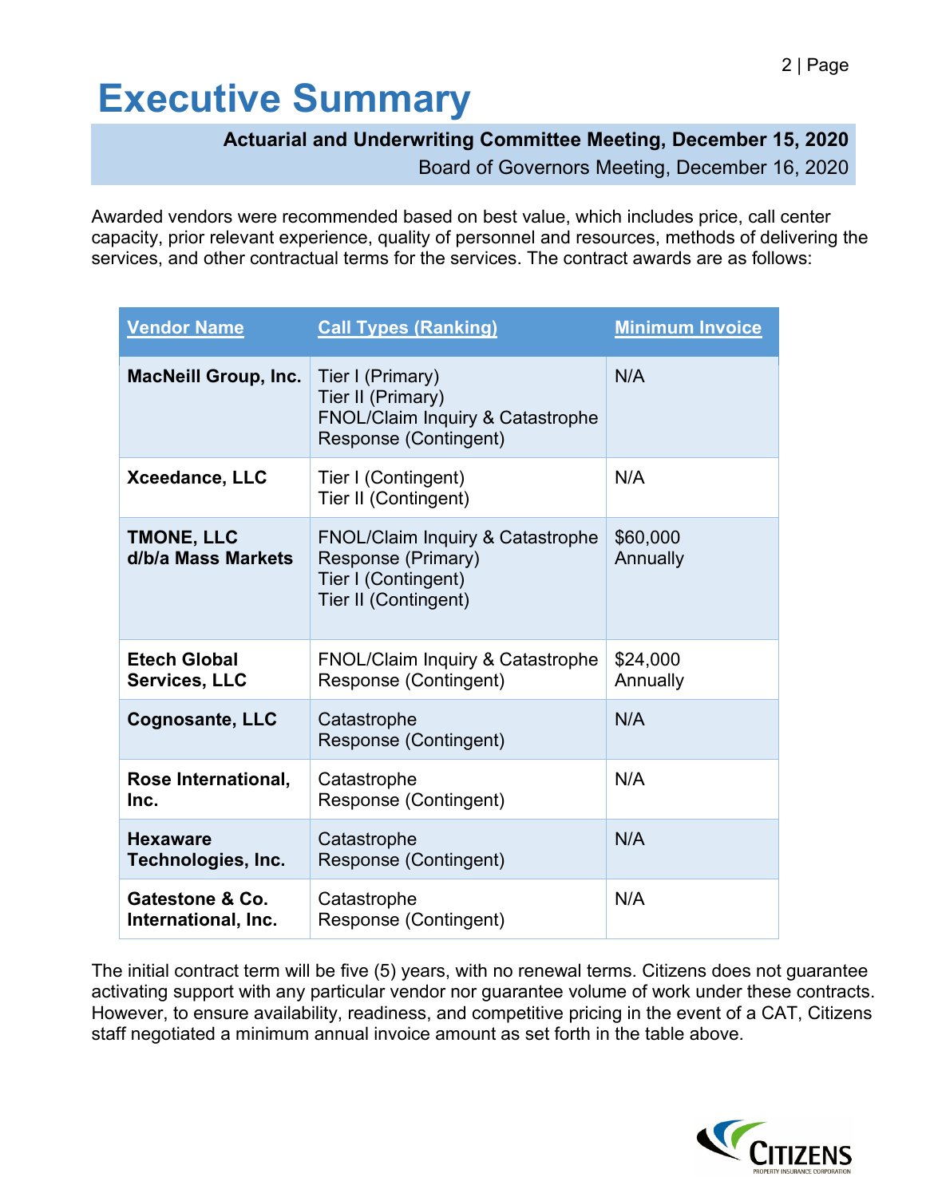# Executive Summary

**Actuarial and Underwriting Committee Meeting, December 15, 2020**

Board of Governors Meeting, December 16, 2020

Awarded vendors were recommended based on best value, which includes price, call center capacity, prior relevant experience, quality of personnel and resources, methods of delivering the services, and other contractual terms for the services. The contract awards are as follows:

| Vendor Name | Call Types (Ranking) | Minimum Invoice |
| --- | --- | --- |
| **MacNeill Group, Inc.** | Tier I (Primary)<br>Tier II (Primary)<br>FNOL/Claim Inquiry & Catastrophe Response (Contingent) | N/A |
| **Xceedance, LLC** | Tier I (Contingent)<br>Tier II (Contingent) | N/A |
| **TMONE, LLC d/b/a Mass Markets** | FNOL/Claim Inquiry & Catastrophe Response (Primary)<br>Tier I (Contingent)<br>Tier II (Contingent) | $60,000 Annually |
| **Etech Global Services, LLC** | FNOL/Claim Inquiry & Catastrophe Response (Contingent) | $24,000 Annually |
| **Cognosante, LLC** | Catastrophe Response (Contingent) | N/A |
| **Rose International, Inc.** | Catastrophe Response (Contingent) | N/A |
| **Hexaware Technologies, Inc.** | Catastrophe Response (Contingent) | N/A |
| **Gatestone & Co. International, Inc.** | Catastrophe Response (Contingent) | N/A |

The initial contract term will be five (5) years, with no renewal terms. Citizens does not guarantee activating support with any particular vendor nor guarantee volume of work under these contracts. However, to ensure availability, readiness, and competitive pricing in the event of a CAT, Citizens staff negotiated a minimum annual invoice amount as set forth in the table above.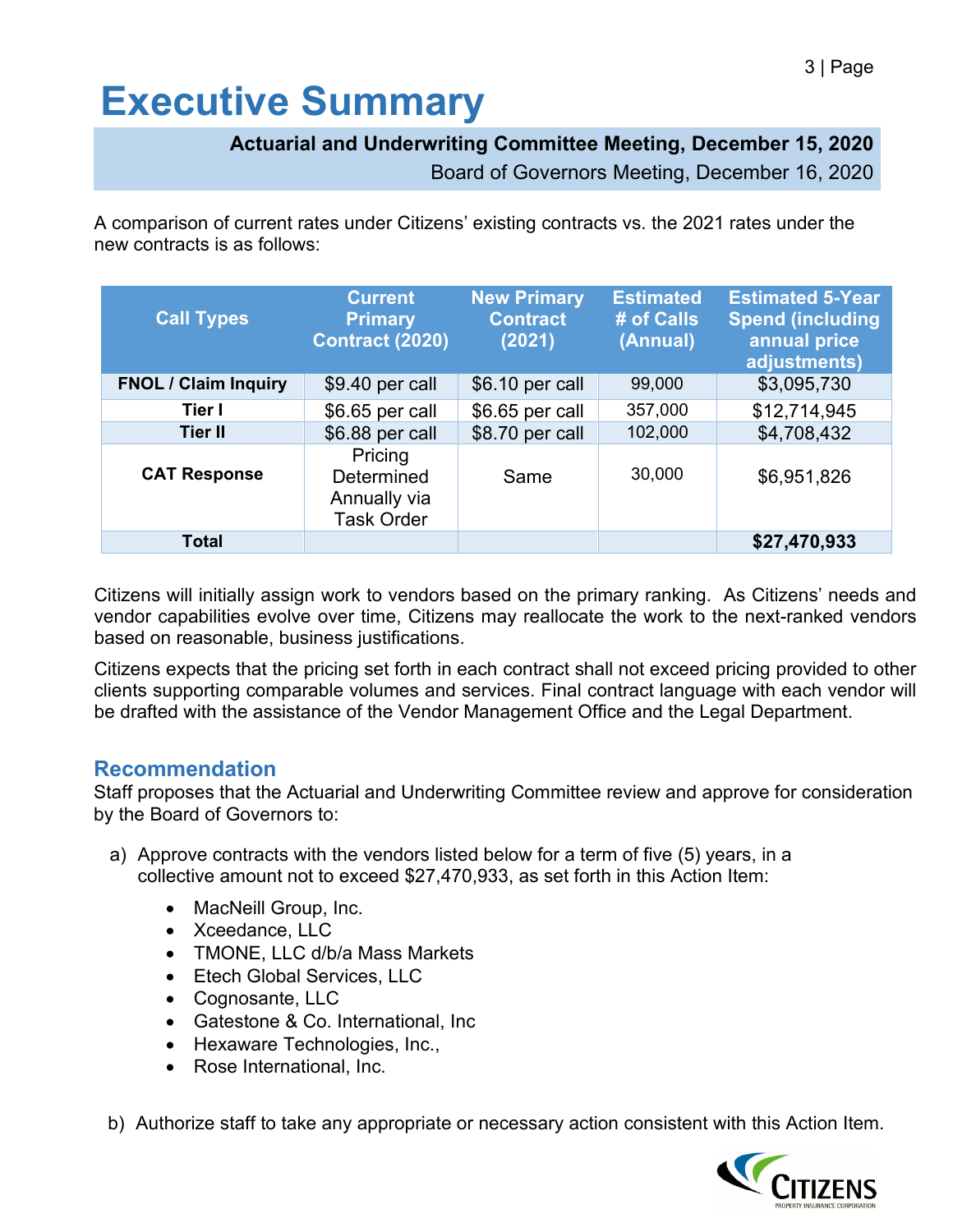# Executive Summary

**Actuarial and Underwriting Committee Meeting, December 15, 2020**

Board of Governors Meeting, December 16, 2020

A comparison of current rates under Citizens' existing contracts vs. the 2021 rates under the new contracts is as follows:

| Call Types | Current Primary Contract (2020) | New Primary Contract (2021) | Estimated # of Calls (Annual) | Estimated 5-Year Spend (including annual price adjustments) |
|---|---|---|---|---|
| **FNOL / Claim Inquiry** | $9.40 per call | $6.10 per call | 99,000 | $3,095,730 |
| **Tier I** | $6.65 per call | $6.65 per call | 357,000 | $12,714,945 |
| **Tier II** | $6.88 per call | $8.70 per call | 102,000 | $4,708,432 |
| **CAT Response** | Pricing Determined Annually via Task Order | Same | 30,000 | $6,951,826 |
| **Total** | | | | **$27,470,933** |

Citizens will initially assign work to vendors based on the primary ranking. As Citizens' needs and vendor capabilities evolve over time, Citizens may reallocate the work to the next-ranked vendors based on reasonable, business justifications.

Citizens expects that the pricing set forth in each contract shall not exceed pricing provided to other clients supporting comparable volumes and services. Final contract language with each vendor will be drafted with the assistance of the Vendor Management Office and the Legal Department.

## Recommendation

Staff proposes that the Actuarial and Underwriting Committee review and approve for consideration by the Board of Governors to:

a) Approve contracts with the vendors listed below for a term of five (5) years, in a collective amount not to exceed $27,470,933, as set forth in this Action Item:

- MacNeill Group, Inc.
- Xceedance, LLC
- TMONE, LLC d/b/a Mass Markets
- Etech Global Services, LLC
- Cognosante, LLC
- Gatestone & Co. International, Inc
- Hexaware Technologies, Inc.,
- Rose International, Inc.

b) Authorize staff to take any appropriate or necessary action consistent with this Action Item.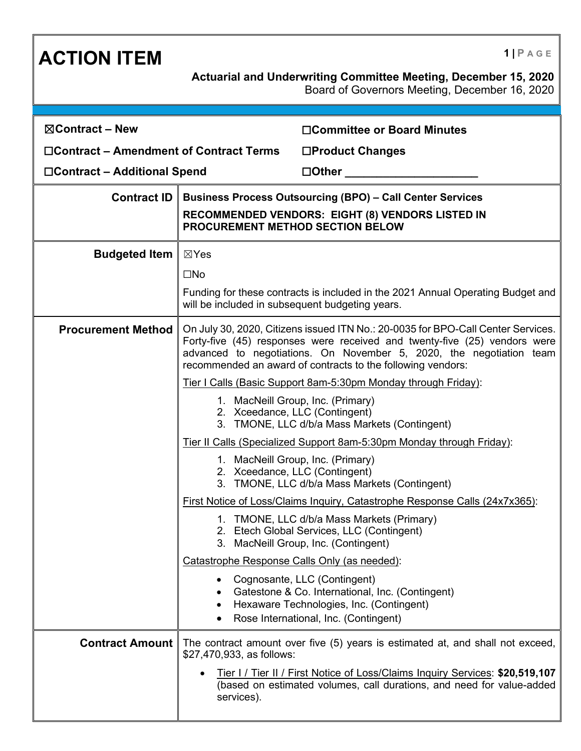# ACTION ITEM

**Actuarial and Underwriting Committee Meeting, December 15, 2020**
Board of Governors Meeting, December 16, 2020

| | |
|---|---|
| ☒**Contract – New** | ☐**Committee or Board Minutes** |
| ☐**Contract – Amendment of Contract Terms** | ☐**Product Changes** |
| ☐**Contract – Additional Spend** | ☐**Other ____________________** |

| | |
|---|---|
| **Contract ID** | **Business Process Outsourcing (BPO) – Call Center Services**<br><br>**RECOMMENDED VENDORS: EIGHT (8) VENDORS LISTED IN PROCUREMENT METHOD SECTION BELOW** |
| **Budgeted Item** | ☒Yes<br><br>☐No<br><br>Funding for these contracts is included in the 2021 Annual Operating Budget and will be included in subsequent budgeting years. |
| **Procurement Method** | On July 30, 2020, Citizens issued ITN No.: 20-0035 for BPO-Call Center Services. Forty-five (45) responses were received and twenty-five (25) vendors were advanced to negotiations. On November 5, 2020, the negotiation team recommended an award of contracts to the following vendors:<br><br><u>Tier I Calls (Basic Support 8am-5:30pm Monday through Friday)</u>:<br>1. MacNeill Group, Inc. (Primary)<br>2. Xceedance, LLC (Contingent)<br>3. TMONE, LLC d/b/a Mass Markets (Contingent)<br><br><u>Tier II Calls (Specialized Support 8am-5:30pm Monday through Friday)</u>:<br>1. MacNeill Group, Inc. (Primary)<br>2. Xceedance, LLC (Contingent)<br>3. TMONE, LLC d/b/a Mass Markets (Contingent)<br><br><u>First Notice of Loss/Claims Inquiry, Catastrophe Response Calls (24x7x365)</u>:<br>1. TMONE, LLC d/b/a Mass Markets (Primary)<br>2. Etech Global Services, LLC (Contingent)<br>3. MacNeill Group, Inc. (Contingent)<br><br><u>Catastrophe Response Calls Only (as needed)</u>:<br>• Cognosante, LLC (Contingent)<br>• Gatestone & Co. International, Inc. (Contingent)<br>• Hexaware Technologies, Inc. (Contingent)<br>• Rose International, Inc. (Contingent) |
| **Contract Amount** | The contract amount over five (5) years is estimated at, and shall not exceed, $27,470,933, as follows:<br><br>• <u>Tier I / Tier II / First Notice of Loss/Claims Inquiry Services</u>: **$20,519,107** (based on estimated volumes, call durations, and need for value-added services). |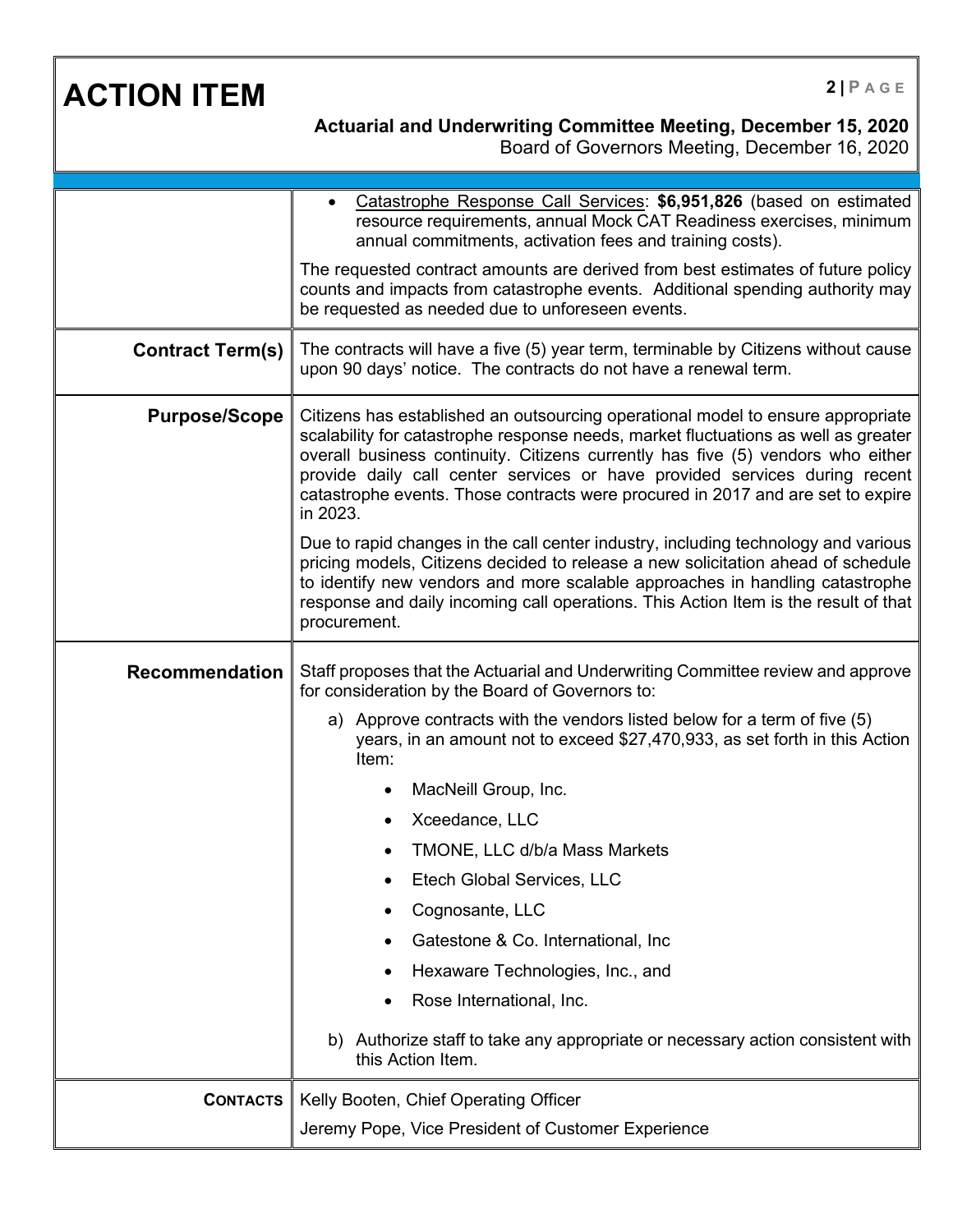| | |
|---|---|
| | • <u>Catastrophe Response Call Services</u>: **$6,951,826** (based on estimated resource requirements, annual Mock CAT Readiness exercises, minimum annual commitments, activation fees and training costs).<br><br>The requested contract amounts are derived from best estimates of future policy counts and impacts from catastrophe events. Additional spending authority may be requested as needed due to unforeseen events. |
| **Contract Term(s)** | The contracts will have a five (5) year term, terminable by Citizens without cause upon 90 days' notice. The contracts do not have a renewal term. |
| **Purpose/Scope** | Citizens has established an outsourcing operational model to ensure appropriate scalability for catastrophe response needs, market fluctuations as well as greater overall business continuity. Citizens currently has five (5) vendors who either provide daily call center services or have provided services during recent catastrophe events. Those contracts were procured in 2017 and are set to expire in 2023.<br><br>Due to rapid changes in the call center industry, including technology and various pricing models, Citizens decided to release a new solicitation ahead of schedule to identify new vendors and more scalable approaches in handling catastrophe response and daily incoming call operations. This Action Item is the result of that procurement. |
| **Recommendation** | Staff proposes that the Actuarial and Underwriting Committee review and approve for consideration by the Board of Governors to:<br><br>a) Approve contracts with the vendors listed below for a term of five (5) years, in an amount not to exceed $27,470,933, as set forth in this Action Item:<br>• MacNeill Group, Inc.<br>• Xceedance, LLC<br>• TMONE, LLC d/b/a Mass Markets<br>• Etech Global Services, LLC<br>• Cognosante, LLC<br>• Gatestone & Co. International, Inc<br>• Hexaware Technologies, Inc., and<br>• Rose International, Inc.<br><br>b) Authorize staff to take any appropriate or necessary action consistent with this Action Item. |
| **CONTACTS** | Kelly Booten, Chief Operating Officer<br><br>Jeremy Pope, Vice President of Customer Experience |